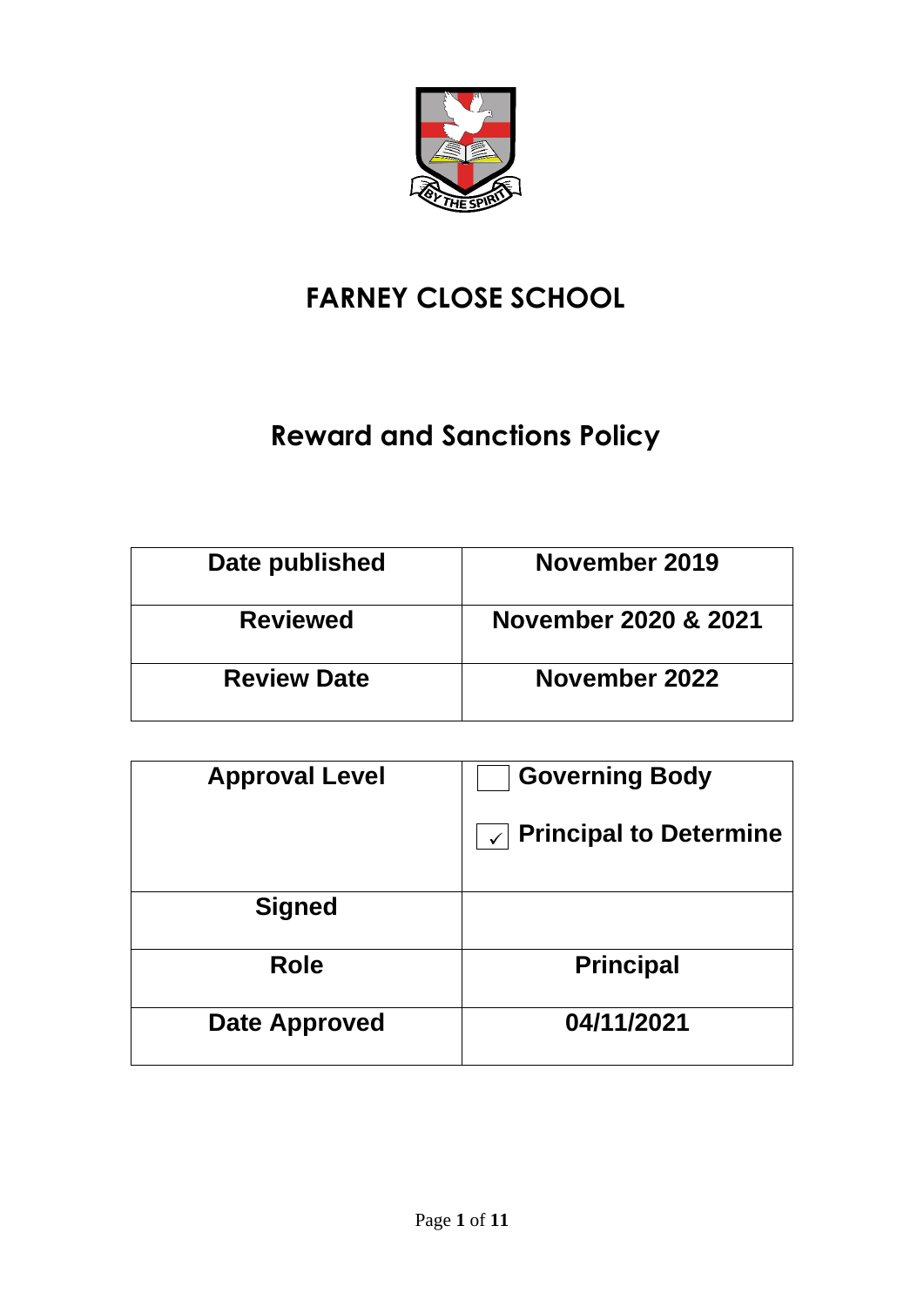# FARNEY CLOSE SCHOOL

## Reward and Sanctions Policy

| Date published | November 2019 |
|---|---|
| Reviewed | November 2020 & 2021 |
| Review Date | November 2022 |

| Approval Level | ☐ Governing Body<br>☑ Principal to Determine |
|---|---|
| Signed | |
| Role | Principal |
| Date Approved | 04/11/2021 |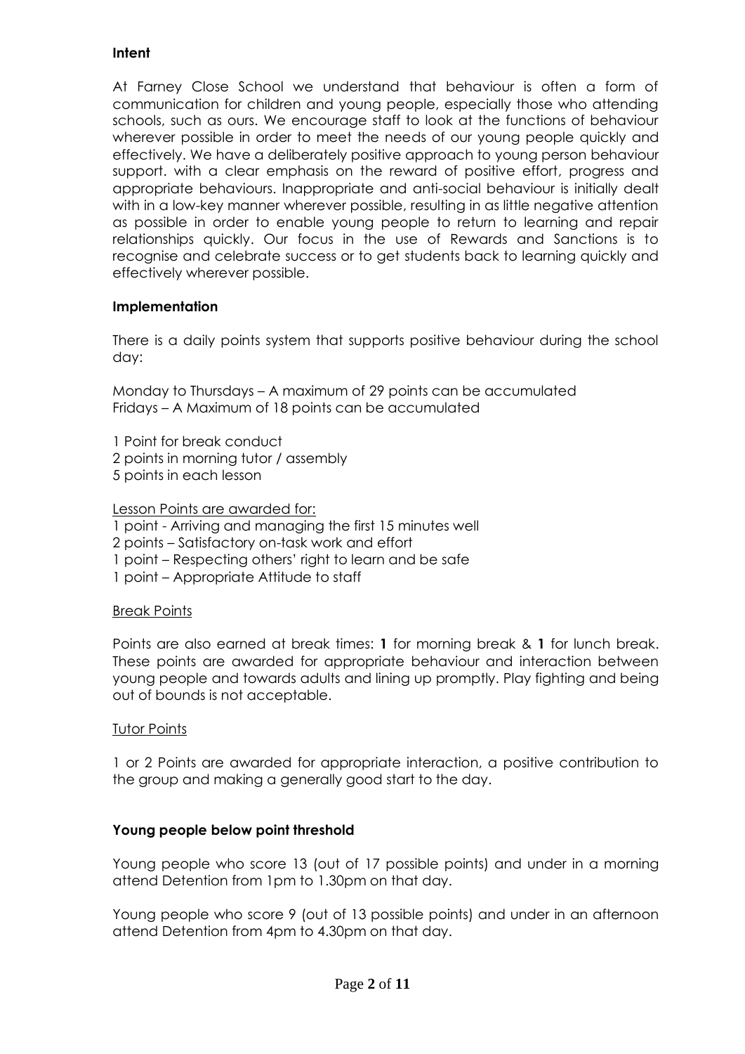**Intent**

At Farney Close School we understand that behaviour is often a form of communication for children and young people, especially those who attending schools, such as ours. We encourage staff to look at the functions of behaviour wherever possible in order to meet the needs of our young people quickly and effectively. We have a deliberately positive approach to young person behaviour support. with a clear emphasis on the reward of positive effort, progress and appropriate behaviours. Inappropriate and anti-social behaviour is initially dealt with in a low-key manner wherever possible, resulting in as little negative attention as possible in order to enable young people to return to learning and repair relationships quickly. Our focus in the use of Rewards and Sanctions is to recognise and celebrate success or to get students back to learning quickly and effectively wherever possible.

**Implementation**

There is a daily points system that supports positive behaviour during the school day:

Monday to Thursdays – A maximum of 29 points can be accumulated
Fridays – A Maximum of 18 points can be accumulated

1 Point for break conduct
2 points in morning tutor / assembly
5 points in each lesson

Lesson Points are awarded for:
1 point - Arriving and managing the first 15 minutes well
2 points – Satisfactory on-task work and effort
1 point – Respecting others' right to learn and be safe
1 point – Appropriate Attitude to staff

Break Points

Points are also earned at break times: **1** for morning break & **1** for lunch break. These points are awarded for appropriate behaviour and interaction between young people and towards adults and lining up promptly. Play fighting and being out of bounds is not acceptable.

Tutor Points

1 or 2 Points are awarded for appropriate interaction, a positive contribution to the group and making a generally good start to the day.

**Young people below point threshold**

Young people who score 13 (out of 17 possible points) and under in a morning attend Detention from 1pm to 1.30pm on that day.

Young people who score 9 (out of 13 possible points) and under in an afternoon attend Detention from 4pm to 4.30pm on that day.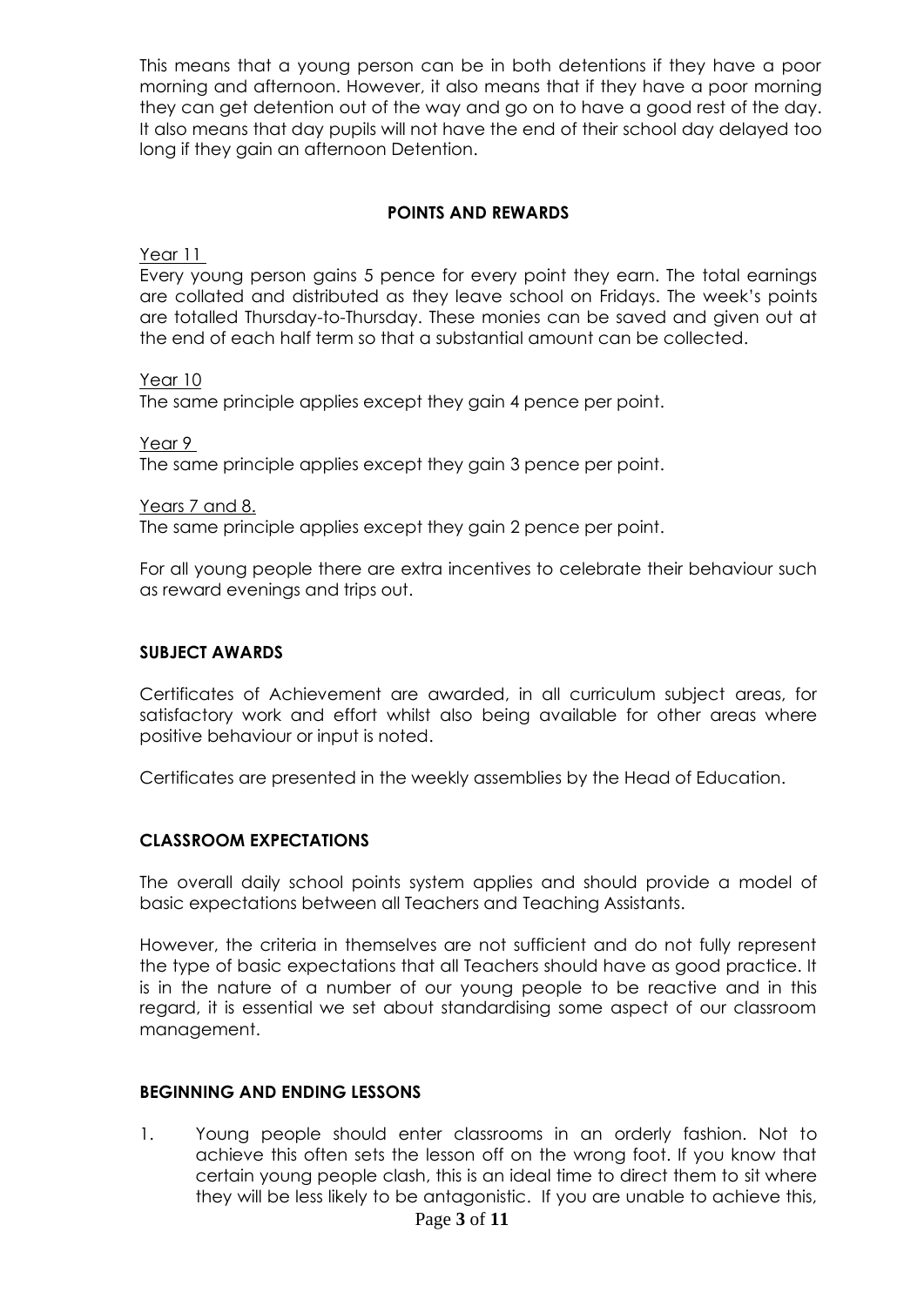This means that a young person can be in both detentions if they have a poor morning and afternoon. However, it also means that if they have a poor morning they can get detention out of the way and go on to have a good rest of the day. It also means that day pupils will not have the end of their school day delayed too long if they gain an afternoon Detention.

## POINTS AND REWARDS

Year 11

Every young person gains 5 pence for every point they earn. The total earnings are collated and distributed as they leave school on Fridays. The week's points are totalled Thursday-to-Thursday. These monies can be saved and given out at the end of each half term so that a substantial amount can be collected.

Year 10

The same principle applies except they gain 4 pence per point.

Year 9

The same principle applies except they gain 3 pence per point.

Years 7 and 8.

The same principle applies except they gain 2 pence per point.

For all young people there are extra incentives to celebrate their behaviour such as reward evenings and trips out.

## SUBJECT AWARDS

Certificates of Achievement are awarded, in all curriculum subject areas, for satisfactory work and effort whilst also being available for other areas where positive behaviour or input is noted.

Certificates are presented in the weekly assemblies by the Head of Education.

## CLASSROOM EXPECTATIONS

The overall daily school points system applies and should provide a model of basic expectations between all Teachers and Teaching Assistants.

However, the criteria in themselves are not sufficient and do not fully represent the type of basic expectations that all Teachers should have as good practice. It is in the nature of a number of our young people to be reactive and in this regard, it is essential we set about standardising some aspect of our classroom management.

## BEGINNING AND ENDING LESSONS

1. Young people should enter classrooms in an orderly fashion. Not to achieve this often sets the lesson off on the wrong foot. If you know that certain young people clash, this is an ideal time to direct them to sit where they will be less likely to be antagonistic. If you are unable to achieve this,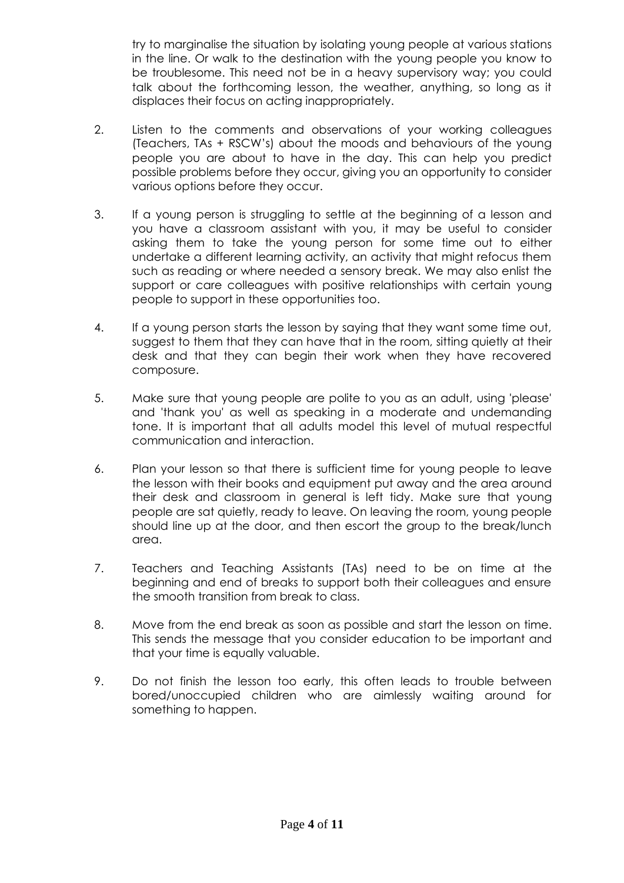try to marginalise the situation by isolating young people at various stations in the line. Or walk to the destination with the young people you know to be troublesome. This need not be in a heavy supervisory way; you could talk about the forthcoming lesson, the weather, anything, so long as it displaces their focus on acting inappropriately.

2. Listen to the comments and observations of your working colleagues (Teachers, TAs + RSCW's) about the moods and behaviours of the young people you are about to have in the day. This can help you predict possible problems before they occur, giving you an opportunity to consider various options before they occur.

3. If a young person is struggling to settle at the beginning of a lesson and you have a classroom assistant with you, it may be useful to consider asking them to take the young person for some time out to either undertake a different learning activity, an activity that might refocus them such as reading or where needed a sensory break. We may also enlist the support or care colleagues with positive relationships with certain young people to support in these opportunities too.

4. If a young person starts the lesson by saying that they want some time out, suggest to them that they can have that in the room, sitting quietly at their desk and that they can begin their work when they have recovered composure.

5. Make sure that young people are polite to you as an adult, using 'please' and 'thank you' as well as speaking in a moderate and undemanding tone. It is important that all adults model this level of mutual respectful communication and interaction.

6. Plan your lesson so that there is sufficient time for young people to leave the lesson with their books and equipment put away and the area around their desk and classroom in general is left tidy. Make sure that young people are sat quietly, ready to leave. On leaving the room, young people should line up at the door, and then escort the group to the break/lunch area.

7. Teachers and Teaching Assistants (TAs) need to be on time at the beginning and end of breaks to support both their colleagues and ensure the smooth transition from break to class.

8. Move from the end break as soon as possible and start the lesson on time. This sends the message that you consider education to be important and that your time is equally valuable.

9. Do not finish the lesson too early, this often leads to trouble between bored/unoccupied children who are aimlessly waiting around for something to happen.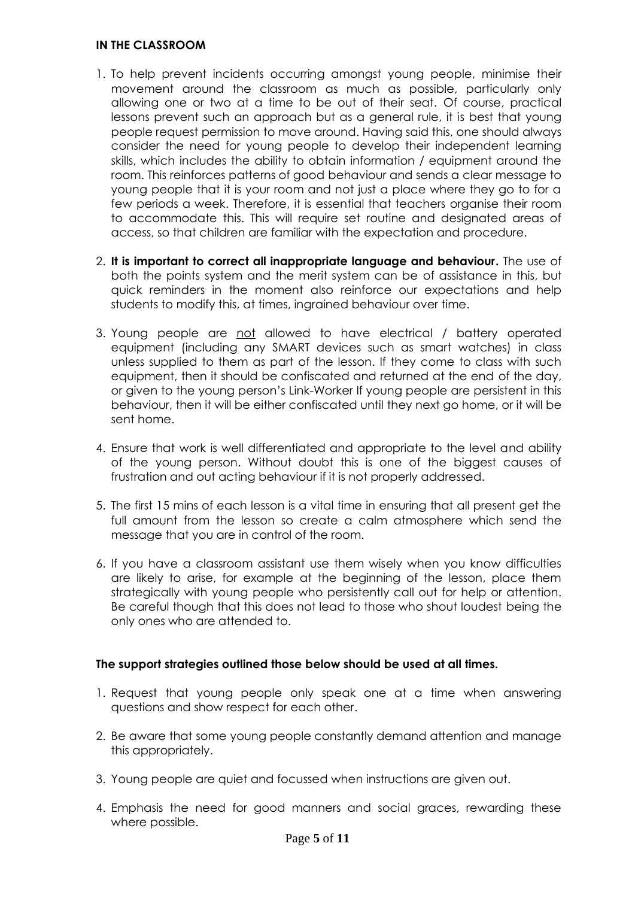**IN THE CLASSROOM**

1. To help prevent incidents occurring amongst young people, minimise their movement around the classroom as much as possible, particularly only allowing one or two at a time to be out of their seat. Of course, practical lessons prevent such an approach but as a general rule, it is best that young people request permission to move around. Having said this, one should always consider the need for young people to develop their independent learning skills, which includes the ability to obtain information / equipment around the room. This reinforces patterns of good behaviour and sends a clear message to young people that it is your room and not just a place where they go to for a few periods a week. Therefore, it is essential that teachers organise their room to accommodate this. This will require set routine and designated areas of access, so that children are familiar with the expectation and procedure.

2. **It is important to correct all inappropriate language and behaviour.** The use of both the points system and the merit system can be of assistance in this, but quick reminders in the moment also reinforce our expectations and help students to modify this, at times, ingrained behaviour over time.

3. Young people are <u>not</u> allowed to have electrical / battery operated equipment (including any SMART devices such as smart watches) in class unless supplied to them as part of the lesson. If they come to class with such equipment, then it should be confiscated and returned at the end of the day, or given to the young person's Link-Worker If young people are persistent in this behaviour, then it will be either confiscated until they next go home, or it will be sent home.

4. Ensure that work is well differentiated and appropriate to the level and ability of the young person. Without doubt this is one of the biggest causes of frustration and out acting behaviour if it is not properly addressed.

5. The first 15 mins of each lesson is a vital time in ensuring that all present get the full amount from the lesson so create a calm atmosphere which send the message that you are in control of the room.

6. If you have a classroom assistant use them wisely when you know difficulties are likely to arise, for example at the beginning of the lesson, place them strategically with young people who persistently call out for help or attention. Be careful though that this does not lead to those who shout loudest being the only ones who are attended to.

**The support strategies outlined those below should be used at all times.**

1. Request that young people only speak one at a time when answering questions and show respect for each other.

2. Be aware that some young people constantly demand attention and manage this appropriately.

3. Young people are quiet and focussed when instructions are given out.

4. Emphasis the need for good manners and social graces, rewarding these where possible.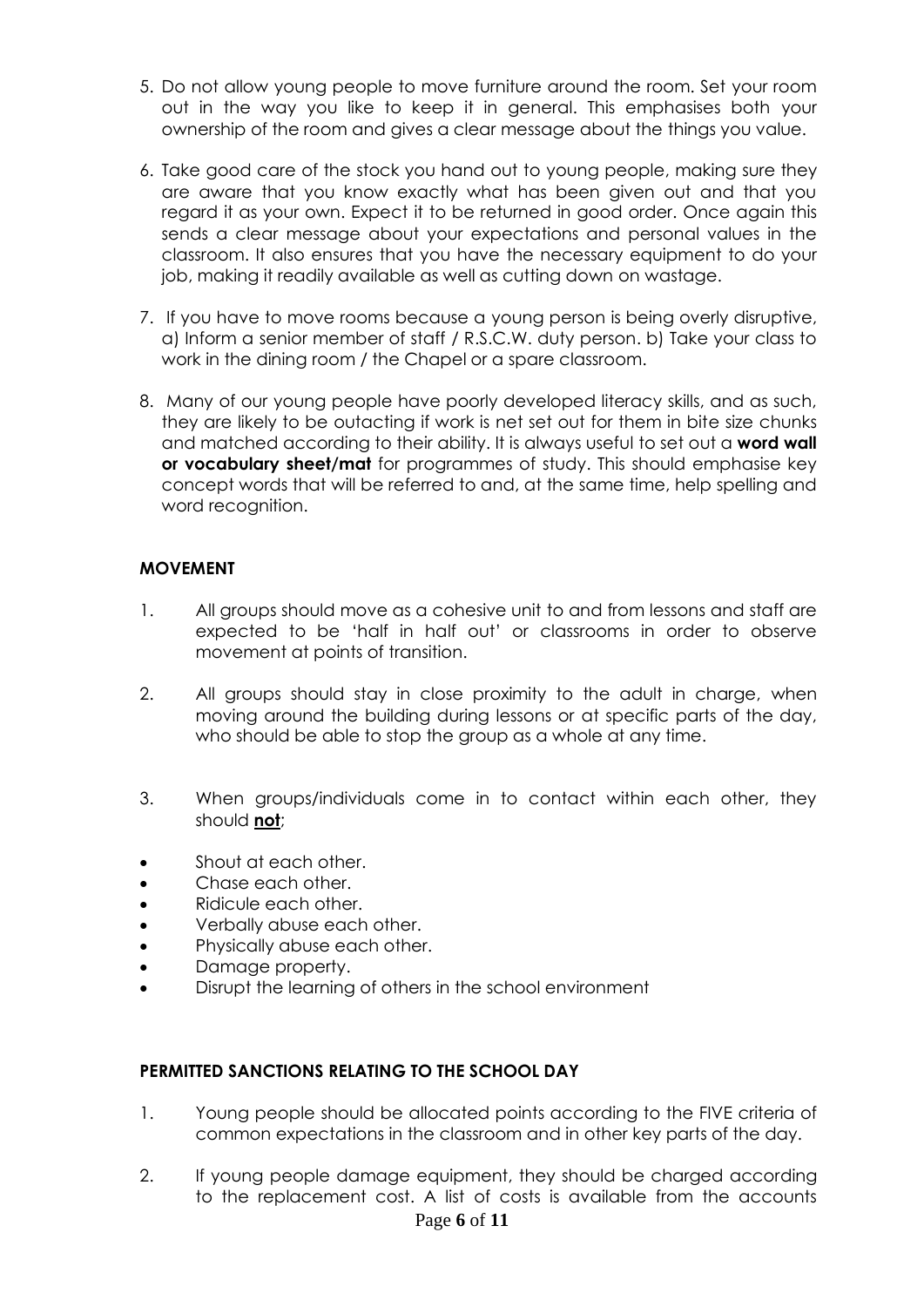5. Do not allow young people to move furniture around the room. Set your room out in the way you like to keep it in general. This emphasises both your ownership of the room and gives a clear message about the things you value.

6. Take good care of the stock you hand out to young people, making sure they are aware that you know exactly what has been given out and that you regard it as your own. Expect it to be returned in good order. Once again this sends a clear message about your expectations and personal values in the classroom. It also ensures that you have the necessary equipment to do your job, making it readily available as well as cutting down on wastage.

7. If you have to move rooms because a young person is being overly disruptive, a) Inform a senior member of staff / R.S.C.W. duty person. b) Take your class to work in the dining room / the Chapel or a spare classroom.

8. Many of our young people have poorly developed literacy skills, and as such, they are likely to be outacting if work is net set out for them in bite size chunks and matched according to their ability. It is always useful to set out a **word wall or vocabulary sheet/mat** for programmes of study. This should emphasise key concept words that will be referred to and, at the same time, help spelling and word recognition.

**MOVEMENT**

1. All groups should move as a cohesive unit to and from lessons and staff are expected to be 'half in half out' or classrooms in order to observe movement at points of transition.

2. All groups should stay in close proximity to the adult in charge, when moving around the building during lessons or at specific parts of the day, who should be able to stop the group as a whole at any time.

3. When groups/individuals come in to contact within each other, they should **not**;

- Shout at each other.
- Chase each other.
- Ridicule each other.
- Verbally abuse each other.
- Physically abuse each other.
- Damage property.
- Disrupt the learning of others in the school environment

**PERMITTED SANCTIONS RELATING TO THE SCHOOL DAY**

1. Young people should be allocated points according to the FIVE criteria of common expectations in the classroom and in other key parts of the day.

2. If young people damage equipment, they should be charged according to the replacement cost. A list of costs is available from the accounts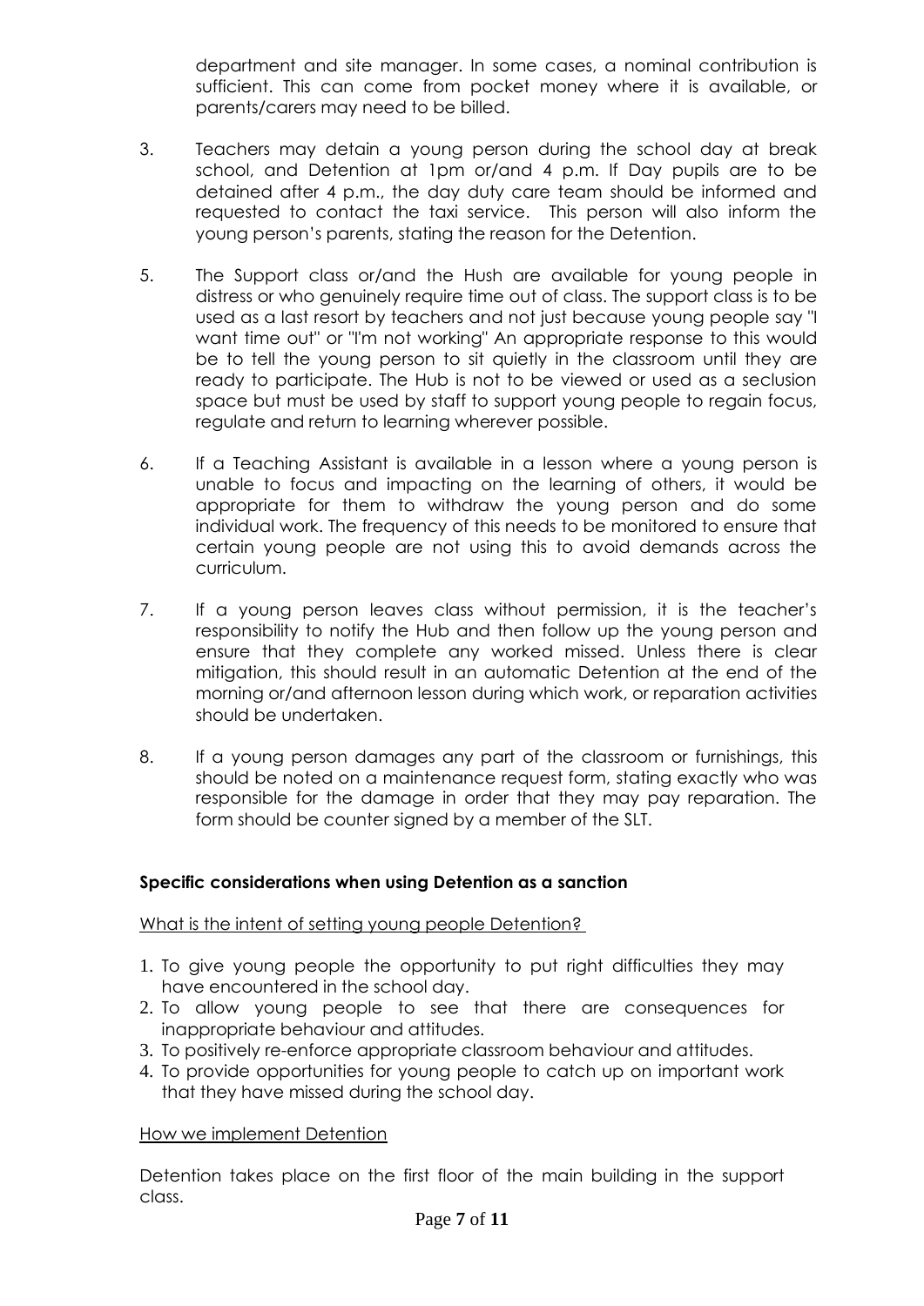department and site manager. In some cases, a nominal contribution is sufficient. This can come from pocket money where it is available, or parents/carers may need to be billed.

3. Teachers may detain a young person during the school day at break school, and Detention at 1pm or/and 4 p.m. If Day pupils are to be detained after 4 p.m., the day duty care team should be informed and requested to contact the taxi service. This person will also inform the young person's parents, stating the reason for the Detention.

5. The Support class or/and the Hush are available for young people in distress or who genuinely require time out of class. The support class is to be used as a last resort by teachers and not just because young people say "I want time out" or "I'm not working" An appropriate response to this would be to tell the young person to sit quietly in the classroom until they are ready to participate. The Hub is not to be viewed or used as a seclusion space but must be used by staff to support young people to regain focus, regulate and return to learning wherever possible.

6. If a Teaching Assistant is available in a lesson where a young person is unable to focus and impacting on the learning of others, it would be appropriate for them to withdraw the young person and do some individual work. The frequency of this needs to be monitored to ensure that certain young people are not using this to avoid demands across the curriculum.

7. If a young person leaves class without permission, it is the teacher's responsibility to notify the Hub and then follow up the young person and ensure that they complete any worked missed. Unless there is clear mitigation, this should result in an automatic Detention at the end of the morning or/and afternoon lesson during which work, or reparation activities should be undertaken.

8. If a young person damages any part of the classroom or furnishings, this should be noted on a maintenance request form, stating exactly who was responsible for the damage in order that they may pay reparation. The form should be counter signed by a member of the SLT.

**Specific considerations when using Detention as a sanction**

<u>What is the intent of setting young people Detention?</u>

1. To give young people the opportunity to put right difficulties they may have encountered in the school day.
2. To allow young people to see that there are consequences for inappropriate behaviour and attitudes.
3. To positively re-enforce appropriate classroom behaviour and attitudes.
4. To provide opportunities for young people to catch up on important work that they have missed during the school day.

<u>How we implement Detention</u>

Detention takes place on the first floor of the main building in the support class.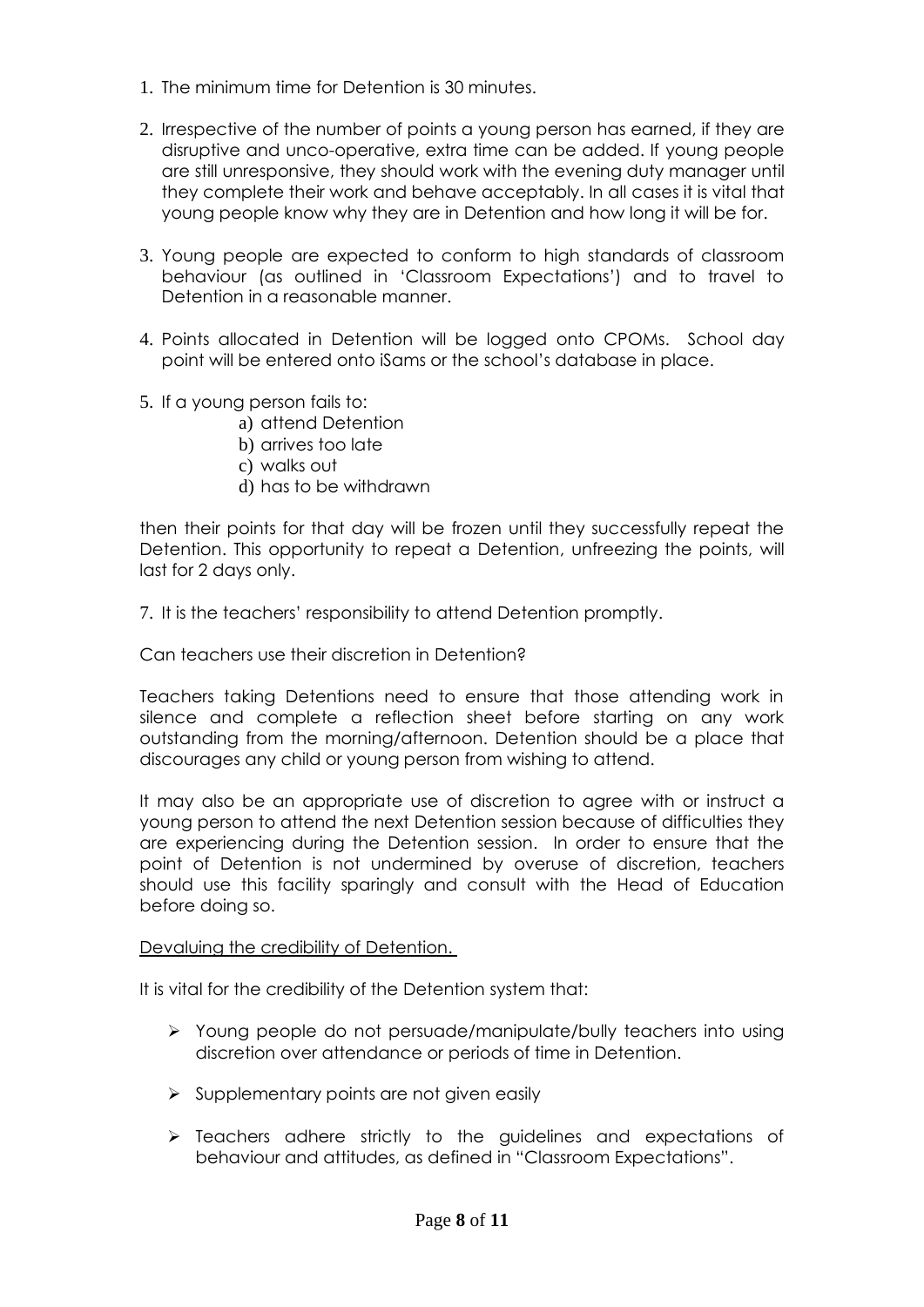1. The minimum time for Detention is 30 minutes.

2. Irrespective of the number of points a young person has earned, if they are disruptive and unco-operative, extra time can be added. If young people are still unresponsive, they should work with the evening duty manager until they complete their work and behave acceptably. In all cases it is vital that young people know why they are in Detention and how long it will be for.

3. Young people are expected to conform to high standards of classroom behaviour (as outlined in 'Classroom Expectations') and to travel to Detention in a reasonable manner.

4. Points allocated in Detention will be logged onto CPOMs. School day point will be entered onto iSams or the school's database in place.

5. If a young person fails to:
    a) attend Detention
    b) arrives too late
    c) walks out
    d) has to be withdrawn

then their points for that day will be frozen until they successfully repeat the Detention. This opportunity to repeat a Detention, unfreezing the points, will last for 2 days only.

7. It is the teachers' responsibility to attend Detention promptly.

Can teachers use their discretion in Detention?

Teachers taking Detentions need to ensure that those attending work in silence and complete a reflection sheet before starting on any work outstanding from the morning/afternoon. Detention should be a place that discourages any child or young person from wishing to attend.

It may also be an appropriate use of discretion to agree with or instruct a young person to attend the next Detention session because of difficulties they are experiencing during the Detention session. In order to ensure that the point of Detention is not undermined by overuse of discretion, teachers should use this facility sparingly and consult with the Head of Education before doing so.

<u>Devaluing the credibility of Detention.</u>

It is vital for the credibility of the Detention system that:

- Young people do not persuade/manipulate/bully teachers into using discretion over attendance or periods of time in Detention.
- Supplementary points are not given easily
- Teachers adhere strictly to the guidelines and expectations of behaviour and attitudes, as defined in "Classroom Expectations".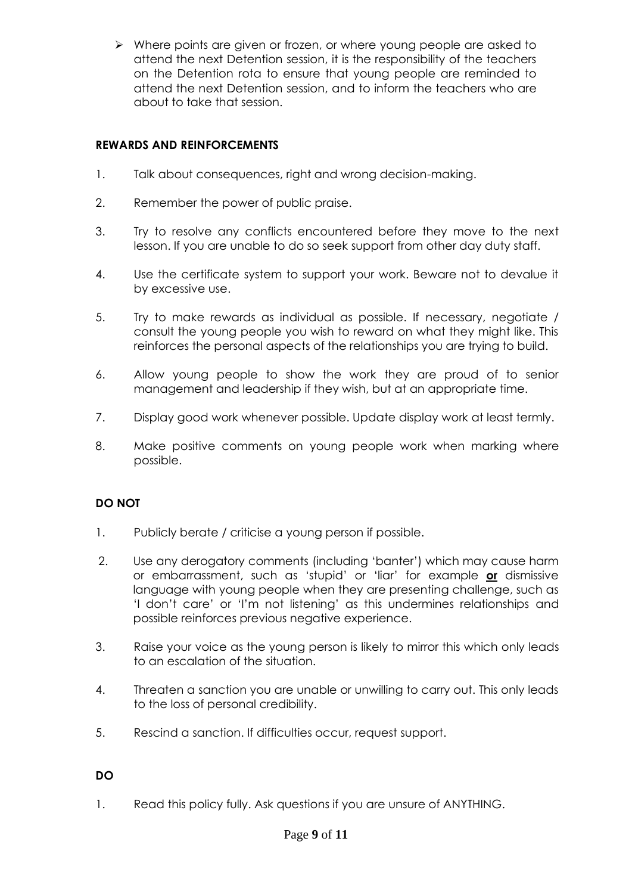- Where points are given or frozen, or where young people are asked to attend the next Detention session, it is the responsibility of the teachers on the Detention rota to ensure that young people are reminded to attend the next Detention session, and to inform the teachers who are about to take that session.

**REWARDS AND REINFORCEMENTS**

1. Talk about consequences, right and wrong decision-making.
2. Remember the power of public praise.
3. Try to resolve any conflicts encountered before they move to the next lesson. If you are unable to do so seek support from other day duty staff.
4. Use the certificate system to support your work. Beware not to devalue it by excessive use.
5. Try to make rewards as individual as possible. If necessary, negotiate / consult the young people you wish to reward on what they might like. This reinforces the personal aspects of the relationships you are trying to build.
6. Allow young people to show the work they are proud of to senior management and leadership if they wish, but at an appropriate time.
7. Display good work whenever possible. Update display work at least termly.
8. Make positive comments on young people work when marking where possible.

**DO NOT**

1. Publicly berate / criticise a young person if possible.
2. Use any derogatory comments (including 'banter') which may cause harm or embarrassment, such as 'stupid' or 'liar' for example **<u>or</u>** dismissive language with young people when they are presenting challenge, such as 'I don't care' or 'I'm not listening' as this undermines relationships and possible reinforces previous negative experience.
3. Raise your voice as the young person is likely to mirror this which only leads to an escalation of the situation.
4. Threaten a sanction you are unable or unwilling to carry out. This only leads to the loss of personal credibility.
5. Rescind a sanction. If difficulties occur, request support.

**DO**

1. Read this policy fully. Ask questions if you are unsure of ANYTHING.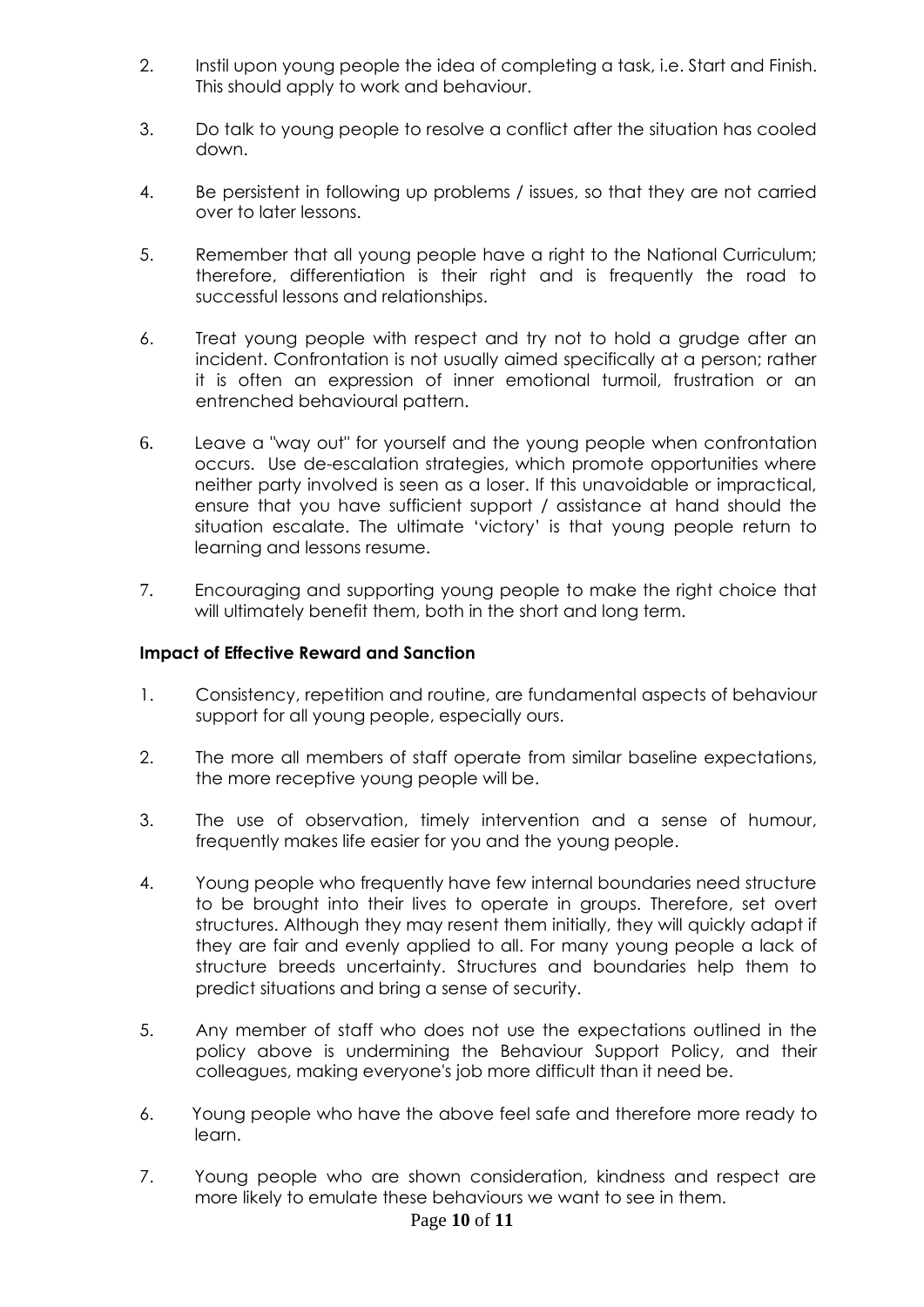2. Instil upon young people the idea of completing a task, i.e. Start and Finish. This should apply to work and behaviour.

3. Do talk to young people to resolve a conflict after the situation has cooled down.

4. Be persistent in following up problems / issues, so that they are not carried over to later lessons.

5. Remember that all young people have a right to the National Curriculum; therefore, differentiation is their right and is frequently the road to successful lessons and relationships.

6. Treat young people with respect and try not to hold a grudge after an incident. Confrontation is not usually aimed specifically at a person; rather it is often an expression of inner emotional turmoil, frustration or an entrenched behavioural pattern.

6. Leave a "way out" for yourself and the young people when confrontation occurs. Use de-escalation strategies, which promote opportunities where neither party involved is seen as a loser. If this unavoidable or impractical, ensure that you have sufficient support / assistance at hand should the situation escalate. The ultimate 'victory' is that young people return to learning and lessons resume.

7. Encouraging and supporting young people to make the right choice that will ultimately benefit them, both in the short and long term.

**Impact of Effective Reward and Sanction**

1. Consistency, repetition and routine, are fundamental aspects of behaviour support for all young people, especially ours.

2. The more all members of staff operate from similar baseline expectations, the more receptive young people will be.

3. The use of observation, timely intervention and a sense of humour, frequently makes life easier for you and the young people.

4. Young people who frequently have few internal boundaries need structure to be brought into their lives to operate in groups. Therefore, set overt structures. Although they may resent them initially, they will quickly adapt if they are fair and evenly applied to all. For many young people a lack of structure breeds uncertainty. Structures and boundaries help them to predict situations and bring a sense of security.

5. Any member of staff who does not use the expectations outlined in the policy above is undermining the Behaviour Support Policy, and their colleagues, making everyone's job more difficult than it need be.

6. Young people who have the above feel safe and therefore more ready to learn.

7. Young people who are shown consideration, kindness and respect are more likely to emulate these behaviours we want to see in them.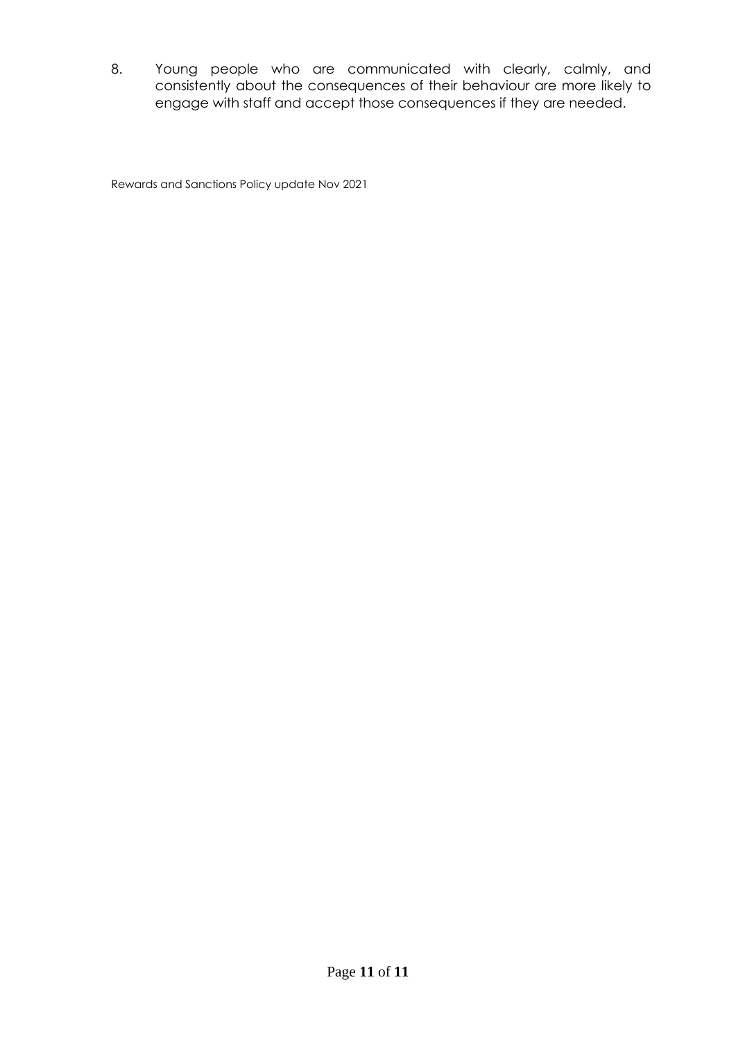8. Young people who are communicated with clearly, calmly, and consistently about the consequences of their behaviour are more likely to engage with staff and accept those consequences if they are needed.

Rewards and Sanctions Policy update Nov 2021